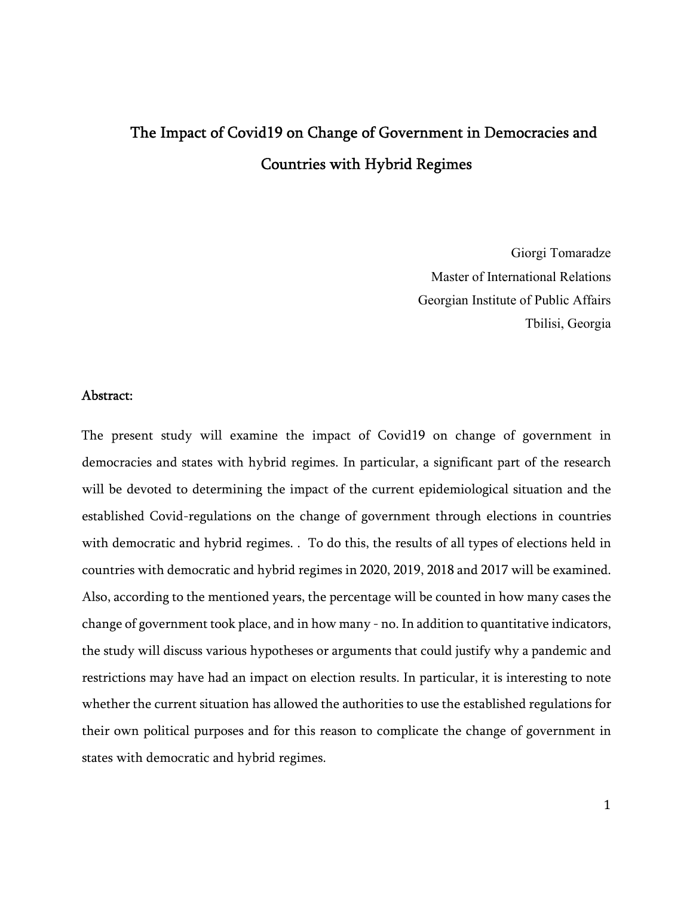# The Impact of Covid19 on Change of Government in Democracies and Countries with Hybrid Regimes

Giorgi Tomaradze
Master of International Relations
Georgian Institute of Public Affairs
Tbilisi, Georgia

## Abstract:

The present study will examine the impact of Covid19 on change of government in democracies and states with hybrid regimes. In particular, a significant part of the research will be devoted to determining the impact of the current epidemiological situation and the established Covid-regulations on the change of government through elections in countries with democratic and hybrid regimes. . To do this, the results of all types of elections held in countries with democratic and hybrid regimes in 2020, 2019, 2018 and 2017 will be examined. Also, according to the mentioned years, the percentage will be counted in how many cases the change of government took place, and in how many - no. In addition to quantitative indicators, the study will discuss various hypotheses or arguments that could justify why a pandemic and restrictions may have had an impact on election results. In particular, it is interesting to note whether the current situation has allowed the authorities to use the established regulations for their own political purposes and for this reason to complicate the change of government in states with democratic and hybrid regimes.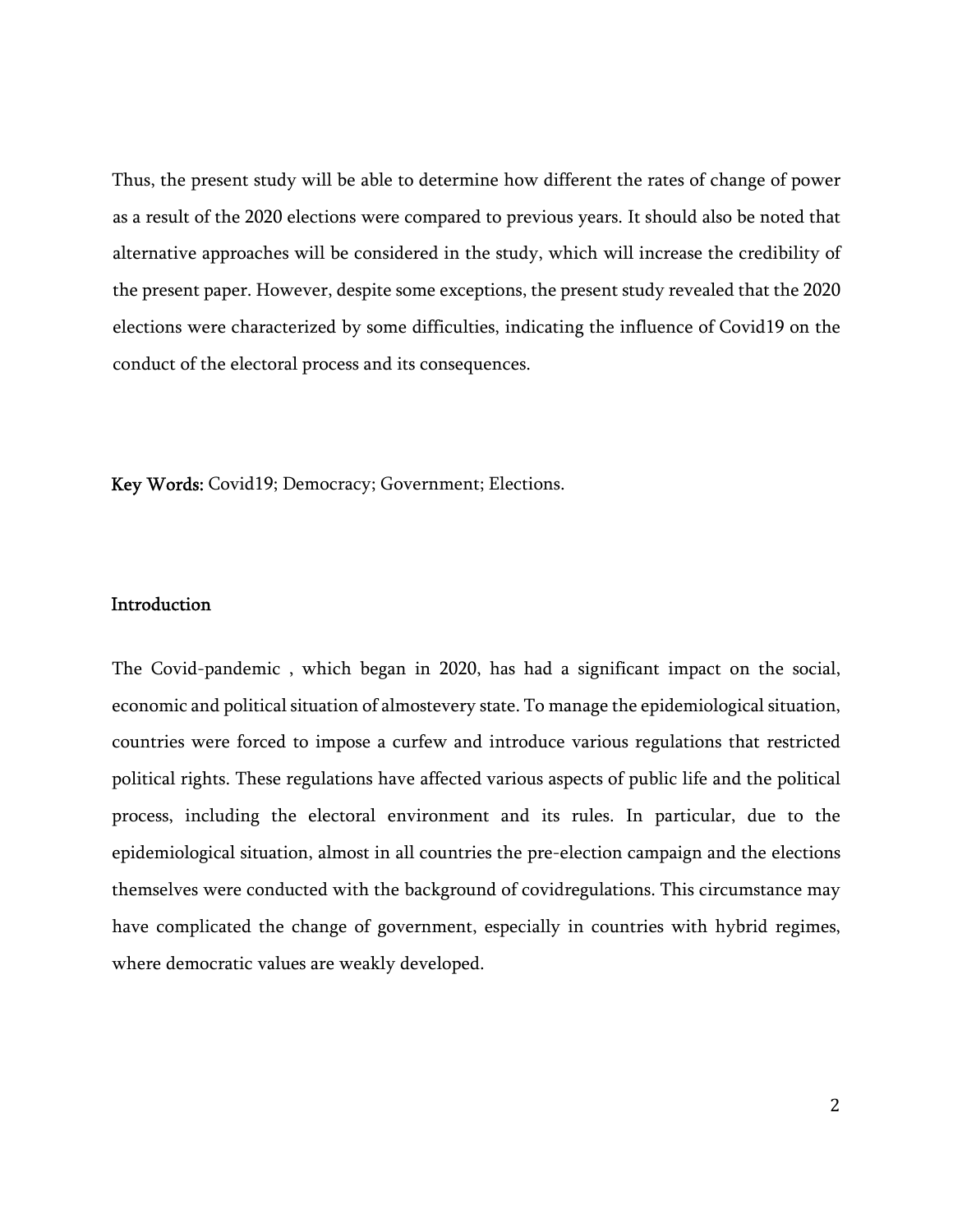Thus, the present study will be able to determine how different the rates of change of power as a result of the 2020 elections were compared to previous years. It should also be noted that alternative approaches will be considered in the study, which will increase the credibility of the present paper. However, despite some exceptions, the present study revealed that the 2020 elections were characterized by some difficulties, indicating the influence of Covid19 on the conduct of the electoral process and its consequences.

**Key Words:** Covid19; Democracy; Government; Elections.

## Introduction

The Covid-pandemic , which began in 2020, has had a significant impact on the social, economic and political situation of almostevery state. To manage the epidemiological situation, countries were forced to impose a curfew and introduce various regulations that restricted political rights. These regulations have affected various aspects of public life and the political process, including the electoral environment and its rules. In particular, due to the epidemiological situation, almost in all countries the pre-election campaign and the elections themselves were conducted with the background of covidregulations. This circumstance may have complicated the change of government, especially in countries with hybrid regimes, where democratic values are weakly developed.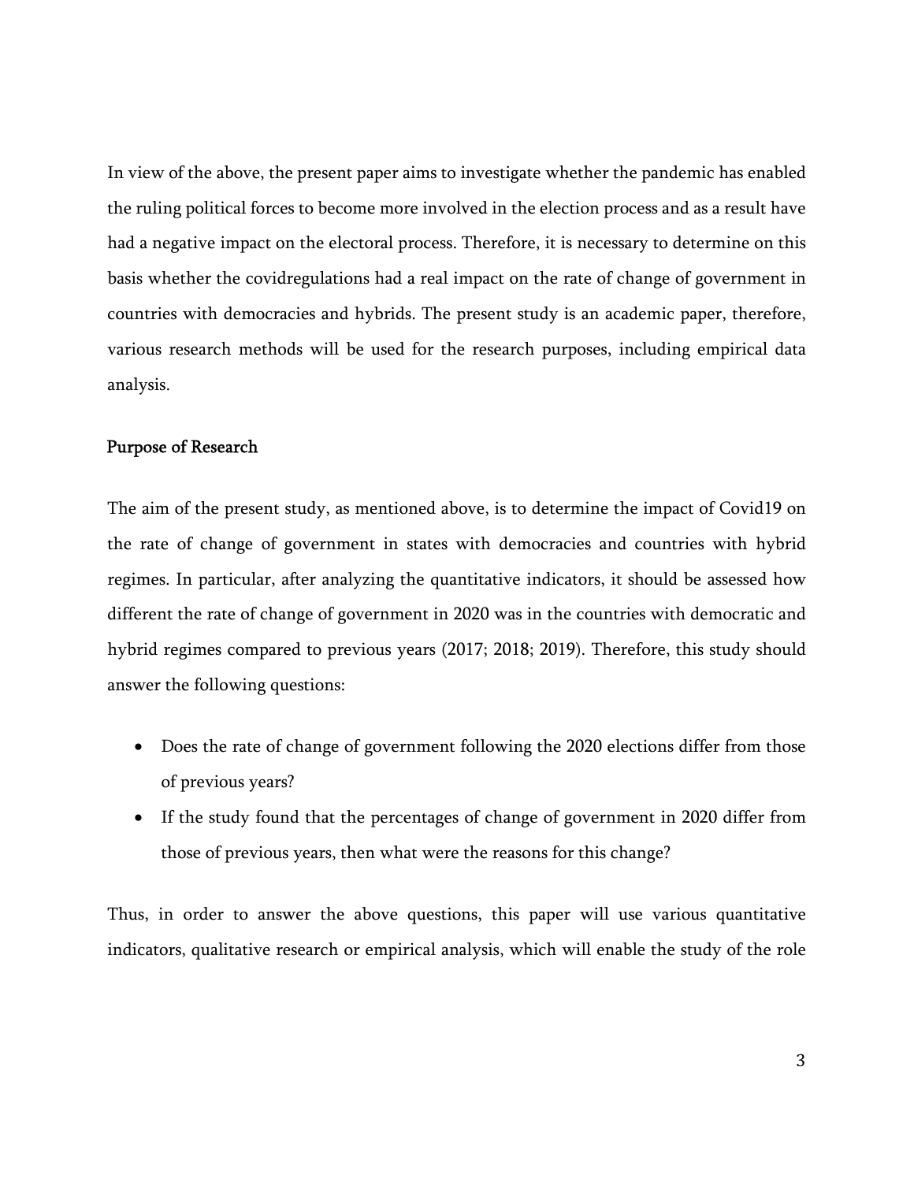In view of the above, the present paper aims to investigate whether the pandemic has enabled the ruling political forces to become more involved in the election process and as a result have had a negative impact on the electoral process. Therefore, it is necessary to determine on this basis whether the covidregulations had a real impact on the rate of change of government in countries with democracies and hybrids. The present study is an academic paper, therefore, various research methods will be used for the research purposes, including empirical data analysis.

## Purpose of Research

The aim of the present study, as mentioned above, is to determine the impact of Covid19 on the rate of change of government in states with democracies and countries with hybrid regimes. In particular, after analyzing the quantitative indicators, it should be assessed how different the rate of change of government in 2020 was in the countries with democratic and hybrid regimes compared to previous years (2017; 2018; 2019). Therefore, this study should answer the following questions:

- Does the rate of change of government following the 2020 elections differ from those of previous years?
- If the study found that the percentages of change of government in 2020 differ from those of previous years, then what were the reasons for this change?

Thus, in order to answer the above questions, this paper will use various quantitative indicators, qualitative research or empirical analysis, which will enable the study of the role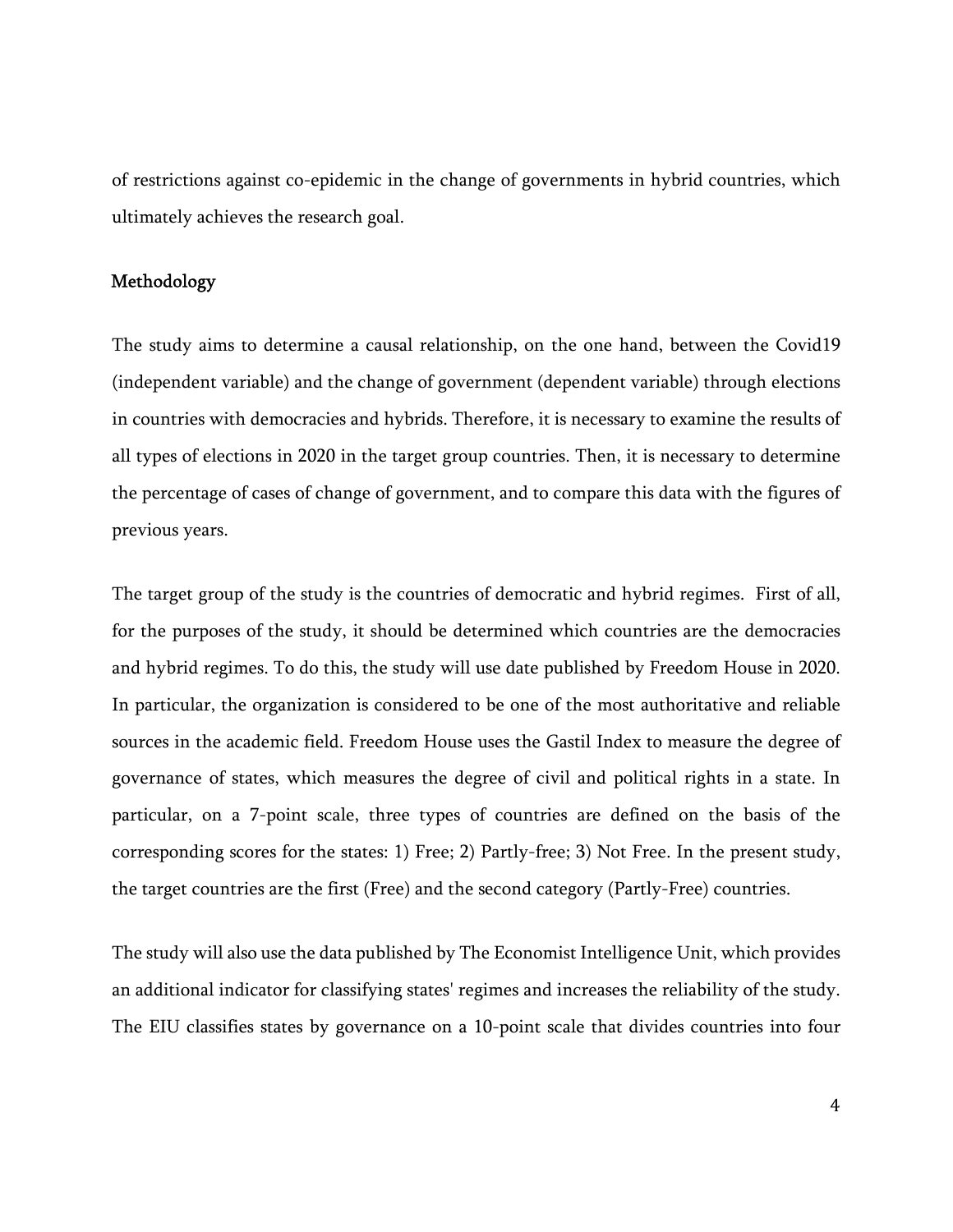of restrictions against co-epidemic in the change of governments in hybrid countries, which ultimately achieves the research goal.

## Methodology

The study aims to determine a causal relationship, on the one hand, between the Covid19 (independent variable) and the change of government (dependent variable) through elections in countries with democracies and hybrids. Therefore, it is necessary to examine the results of all types of elections in 2020 in the target group countries. Then, it is necessary to determine the percentage of cases of change of government, and to compare this data with the figures of previous years.

The target group of the study is the countries of democratic and hybrid regimes. First of all, for the purposes of the study, it should be determined which countries are the democracies and hybrid regimes. To do this, the study will use date published by Freedom House in 2020. In particular, the organization is considered to be one of the most authoritative and reliable sources in the academic field. Freedom House uses the Gastil Index to measure the degree of governance of states, which measures the degree of civil and political rights in a state. In particular, on a 7-point scale, three types of countries are defined on the basis of the corresponding scores for the states: 1) Free; 2) Partly-free; 3) Not Free. In the present study, the target countries are the first (Free) and the second category (Partly-Free) countries.

The study will also use the data published by The Economist Intelligence Unit, which provides an additional indicator for classifying states' regimes and increases the reliability of the study. The EIU classifies states by governance on a 10-point scale that divides countries into four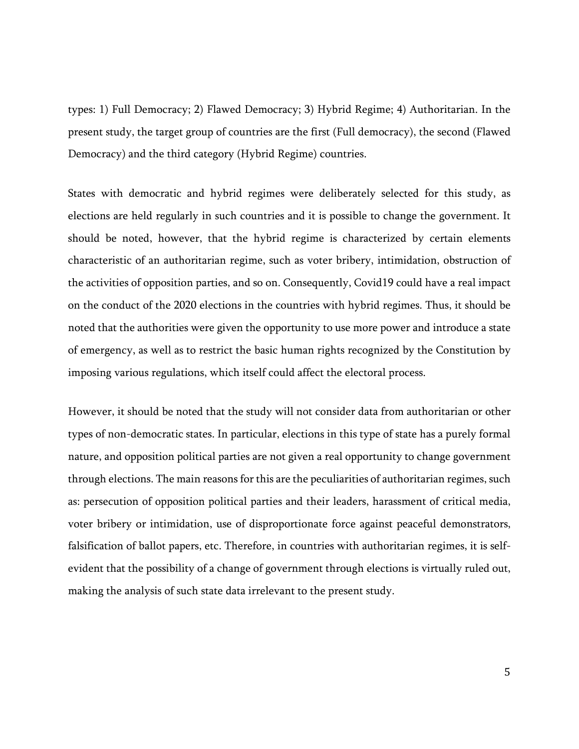types: 1) Full Democracy; 2) Flawed Democracy; 3) Hybrid Regime; 4) Authoritarian. In the present study, the target group of countries are the first (Full democracy), the second (Flawed Democracy) and the third category (Hybrid Regime) countries.

States with democratic and hybrid regimes were deliberately selected for this study, as elections are held regularly in such countries and it is possible to change the government. It should be noted, however, that the hybrid regime is characterized by certain elements characteristic of an authoritarian regime, such as voter bribery, intimidation, obstruction of the activities of opposition parties, and so on. Consequently, Covid19 could have a real impact on the conduct of the 2020 elections in the countries with hybrid regimes. Thus, it should be noted that the authorities were given the opportunity to use more power and introduce a state of emergency, as well as to restrict the basic human rights recognized by the Constitution by imposing various regulations, which itself could affect the electoral process.

However, it should be noted that the study will not consider data from authoritarian or other types of non-democratic states. In particular, elections in this type of state has a purely formal nature, and opposition political parties are not given a real opportunity to change government through elections. The main reasons for this are the peculiarities of authoritarian regimes, such as: persecution of opposition political parties and their leaders, harassment of critical media, voter bribery or intimidation, use of disproportionate force against peaceful demonstrators, falsification of ballot papers, etc. Therefore, in countries with authoritarian regimes, it is self-evident that the possibility of a change of government through elections is virtually ruled out, making the analysis of such state data irrelevant to the present study.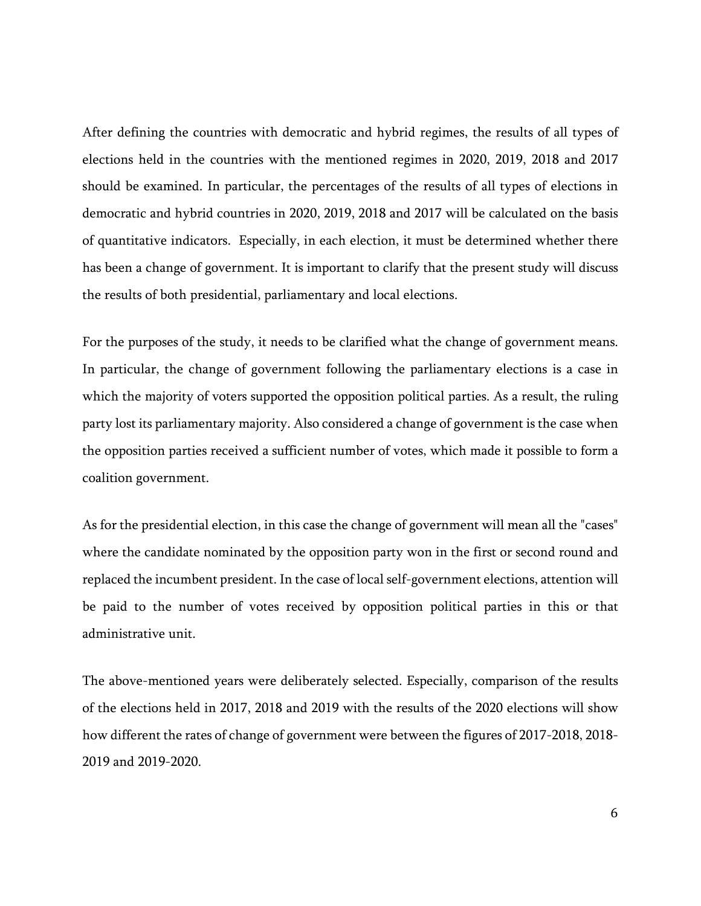After defining the countries with democratic and hybrid regimes, the results of all types of elections held in the countries with the mentioned regimes in 2020, 2019, 2018 and 2017 should be examined. In particular, the percentages of the results of all types of elections in democratic and hybrid countries in 2020, 2019, 2018 and 2017 will be calculated on the basis of quantitative indicators.  Especially, in each election, it must be determined whether there has been a change of government. It is important to clarify that the present study will discuss the results of both presidential, parliamentary and local elections.

For the purposes of the study, it needs to be clarified what the change of government means. In particular, the change of government following the parliamentary elections is a case in which the majority of voters supported the opposition political parties. As a result, the ruling party lost its parliamentary majority. Also considered a change of government is the case when the opposition parties received a sufficient number of votes, which made it possible to form a coalition government.

As for the presidential election, in this case the change of government will mean all the "cases" where the candidate nominated by the opposition party won in the first or second round and replaced the incumbent president. In the case of local self-government elections, attention will be paid to the number of votes received by opposition political parties in this or that administrative unit.

The above-mentioned years were deliberately selected. Especially, comparison of the results of the elections held in 2017, 2018 and 2019 with the results of the 2020 elections will show how different the rates of change of government were between the figures of 2017-2018, 2018-2019 and 2019-2020.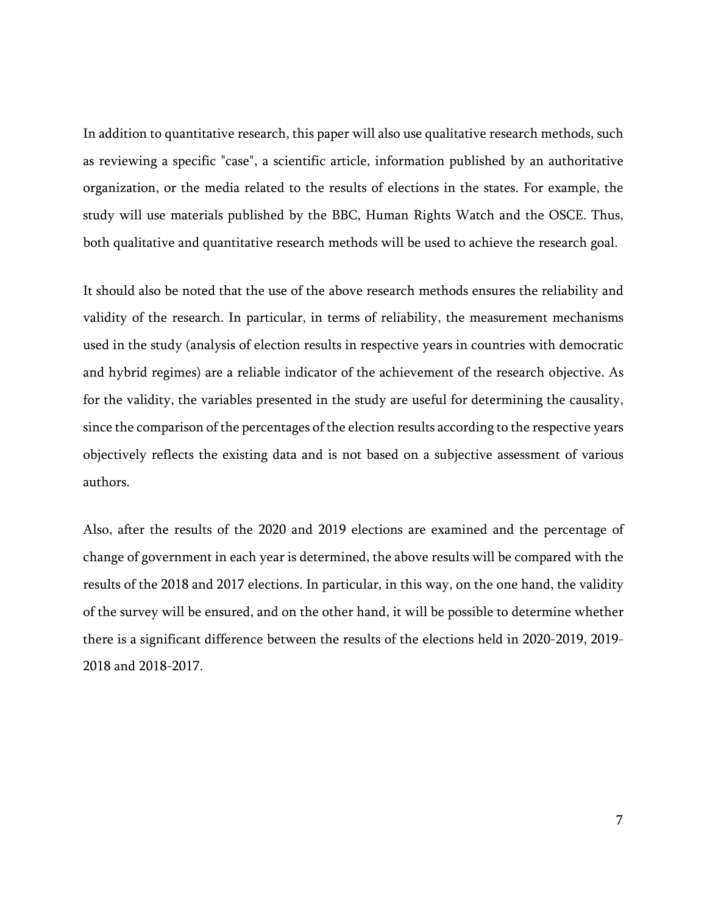In addition to quantitative research, this paper will also use qualitative research methods, such as reviewing a specific "case", a scientific article, information published by an authoritative organization, or the media related to the results of elections in the states. For example, the study will use materials published by the BBC, Human Rights Watch and the OSCE. Thus, both qualitative and quantitative research methods will be used to achieve the research goal.

It should also be noted that the use of the above research methods ensures the reliability and validity of the research. In particular, in terms of reliability, the measurement mechanisms used in the study (analysis of election results in respective years in countries with democratic and hybrid regimes) are a reliable indicator of the achievement of the research objective. As for the validity, the variables presented in the study are useful for determining the causality, since the comparison of the percentages of the election results according to the respective years objectively reflects the existing data and is not based on a subjective assessment of various authors.

Also, after the results of the 2020 and 2019 elections are examined and the percentage of change of government in each year is determined, the above results will be compared with the results of the 2018 and 2017 elections. In particular, in this way, on the one hand, the validity of the survey will be ensured, and on the other hand, it will be possible to determine whether there is a significant difference between the results of the elections held in 2020-2019, 2019-2018 and 2018-2017.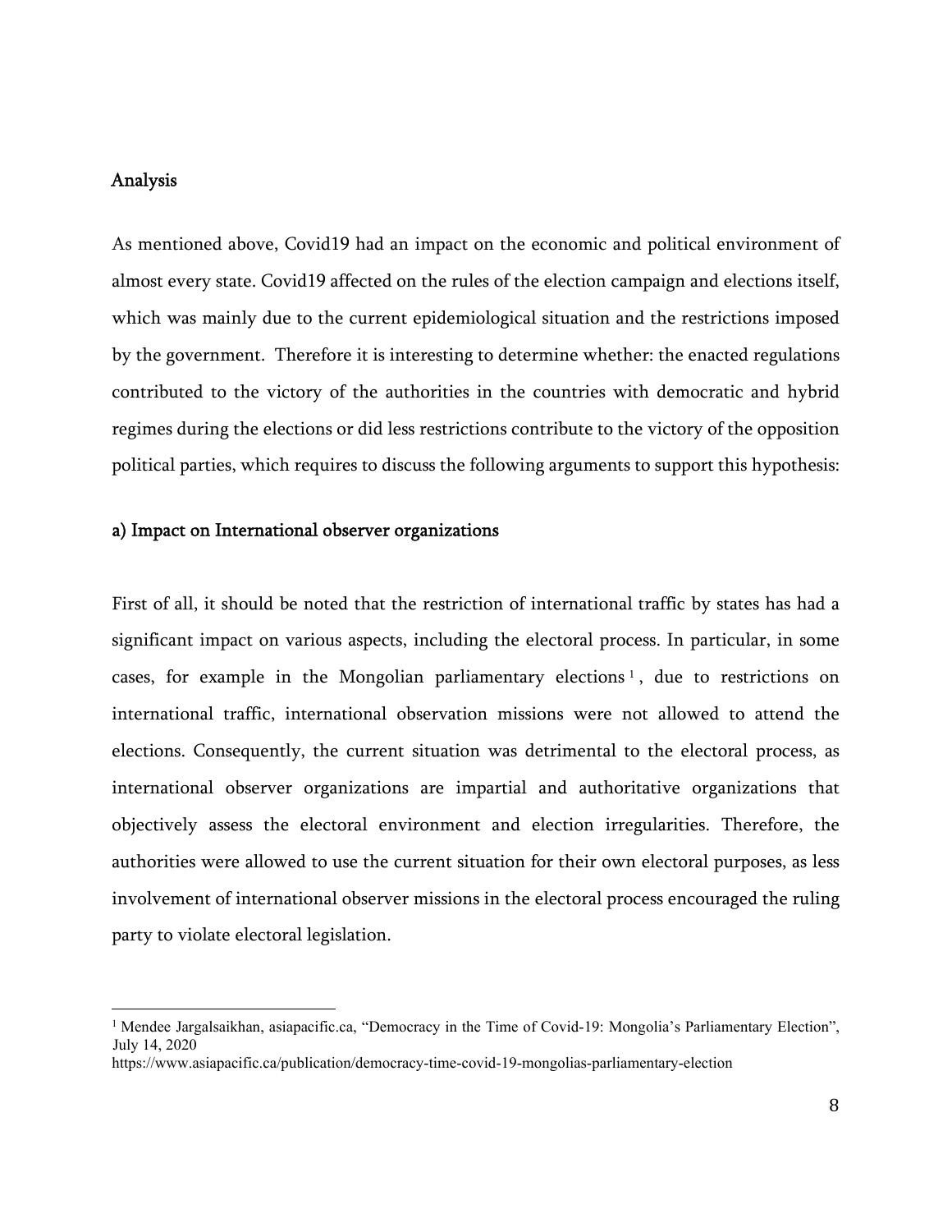## Analysis

As mentioned above, Covid19 had an impact on the economic and political environment of almost every state. Covid19 affected on the rules of the election campaign and elections itself, which was mainly due to the current epidemiological situation and the restrictions imposed by the government. Therefore it is interesting to determine whether: the enacted regulations contributed to the victory of the authorities in the countries with democratic and hybrid regimes during the elections or did less restrictions contribute to the victory of the opposition political parties, which requires to discuss the following arguments to support this hypothesis:

### a) Impact on International observer organizations

First of all, it should be noted that the restriction of international traffic by states has had a significant impact on various aspects, including the electoral process. In particular, in some cases, for example in the Mongolian parliamentary elections [1], due to restrictions on international traffic, international observation missions were not allowed to attend the elections. Consequently, the current situation was detrimental to the electoral process, as international observer organizations are impartial and authoritative organizations that objectively assess the electoral environment and election irregularities. Therefore, the authorities were allowed to use the current situation for their own electoral purposes, as less involvement of international observer missions in the electoral process encouraged the ruling party to violate electoral legislation.

---

[1] Mendee Jargalsaikhan, asiapacific.ca, "Democracy in the Time of Covid-19: Mongolia's Parliamentary Election", July 14, 2020 https://www.asiapacific.ca/publication/democracy-time-covid-19-mongolias-parliamentary-election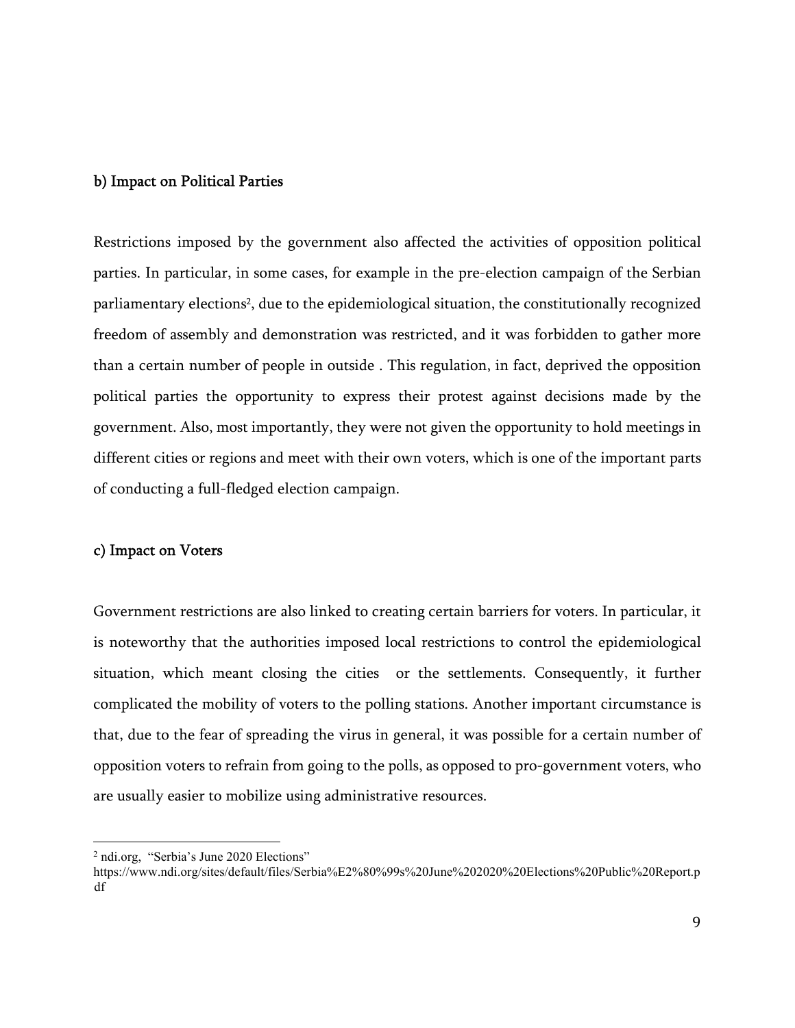### b) Impact on Political Parties

Restrictions imposed by the government also affected the activities of opposition political parties. In particular, in some cases, for example in the pre-election campaign of the Serbian parliamentary elections[2], due to the epidemiological situation, the constitutionally recognized freedom of assembly and demonstration was restricted, and it was forbidden to gather more than a certain number of people in outside . This regulation, in fact, deprived the opposition political parties the opportunity to express their protest against decisions made by the government. Also, most importantly, they were not given the opportunity to hold meetings in different cities or regions and meet with their own voters, which is one of the important parts of conducting a full-fledged election campaign.

### c) Impact on Voters

Government restrictions are also linked to creating certain barriers for voters. In particular, it is noteworthy that the authorities imposed local restrictions to control the epidemiological situation, which meant closing the cities or the settlements. Consequently, it further complicated the mobility of voters to the polling stations. Another important circumstance is that, due to the fear of spreading the virus in general, it was possible for a certain number of opposition voters to refrain from going to the polls, as opposed to pro-government voters, who are usually easier to mobilize using administrative resources.

---

[2] ndi.org, "Serbia's June 2020 Elections" https://www.ndi.org/sites/default/files/Serbia%E2%80%99s%20June%202020%20Elections%20Public%20Report.pdf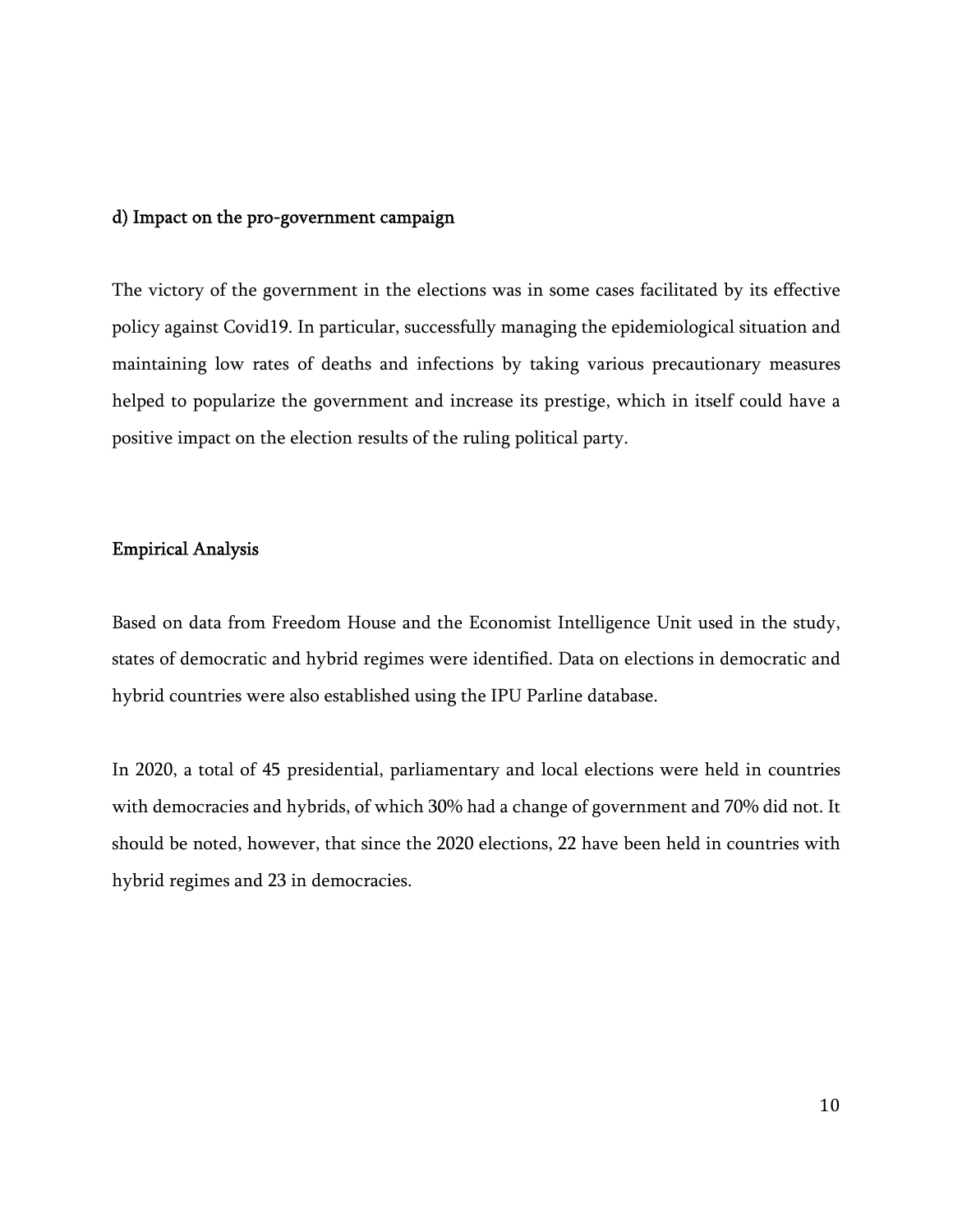### d) Impact on the pro-government campaign

The victory of the government in the elections was in some cases facilitated by its effective policy against Covid19. In particular, successfully managing the epidemiological situation and maintaining low rates of deaths and infections by taking various precautionary measures helped to popularize the government and increase its prestige, which in itself could have a positive impact on the election results of the ruling political party.

## Empirical Analysis

Based on data from Freedom House and the Economist Intelligence Unit used in the study, states of democratic and hybrid regimes were identified. Data on elections in democratic and hybrid countries were also established using the IPU Parline database.

In 2020, a total of 45 presidential, parliamentary and local elections were held in countries with democracies and hybrids, of which 30% had a change of government and 70% did not. It should be noted, however, that since the 2020 elections, 22 have been held in countries with hybrid regimes and 23 in democracies.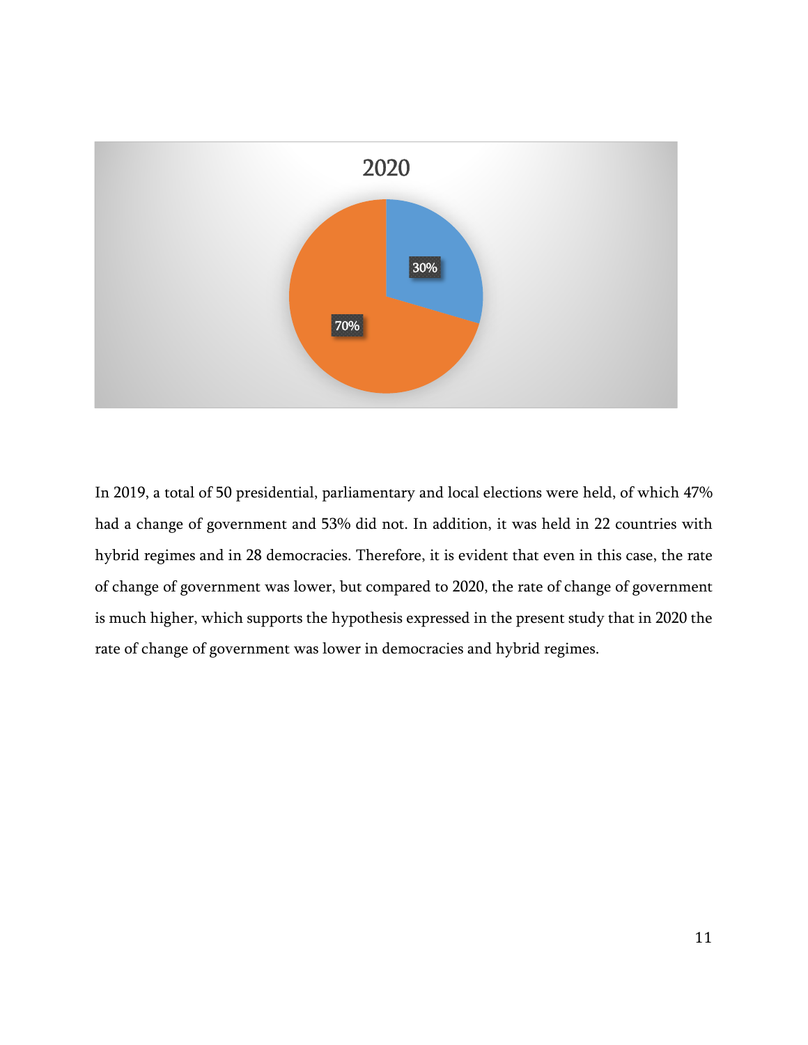2020

30%

70%

In 2019, a total of 50 presidential, parliamentary and local elections were held, of which 47% had a change of government and 53% did not. In addition, it was held in 22 countries with hybrid regimes and in 28 democracies. Therefore, it is evident that even in this case, the rate of change of government was lower, but compared to 2020, the rate of change of government is much higher, which supports the hypothesis expressed in the present study that in 2020 the rate of change of government was lower in democracies and hybrid regimes.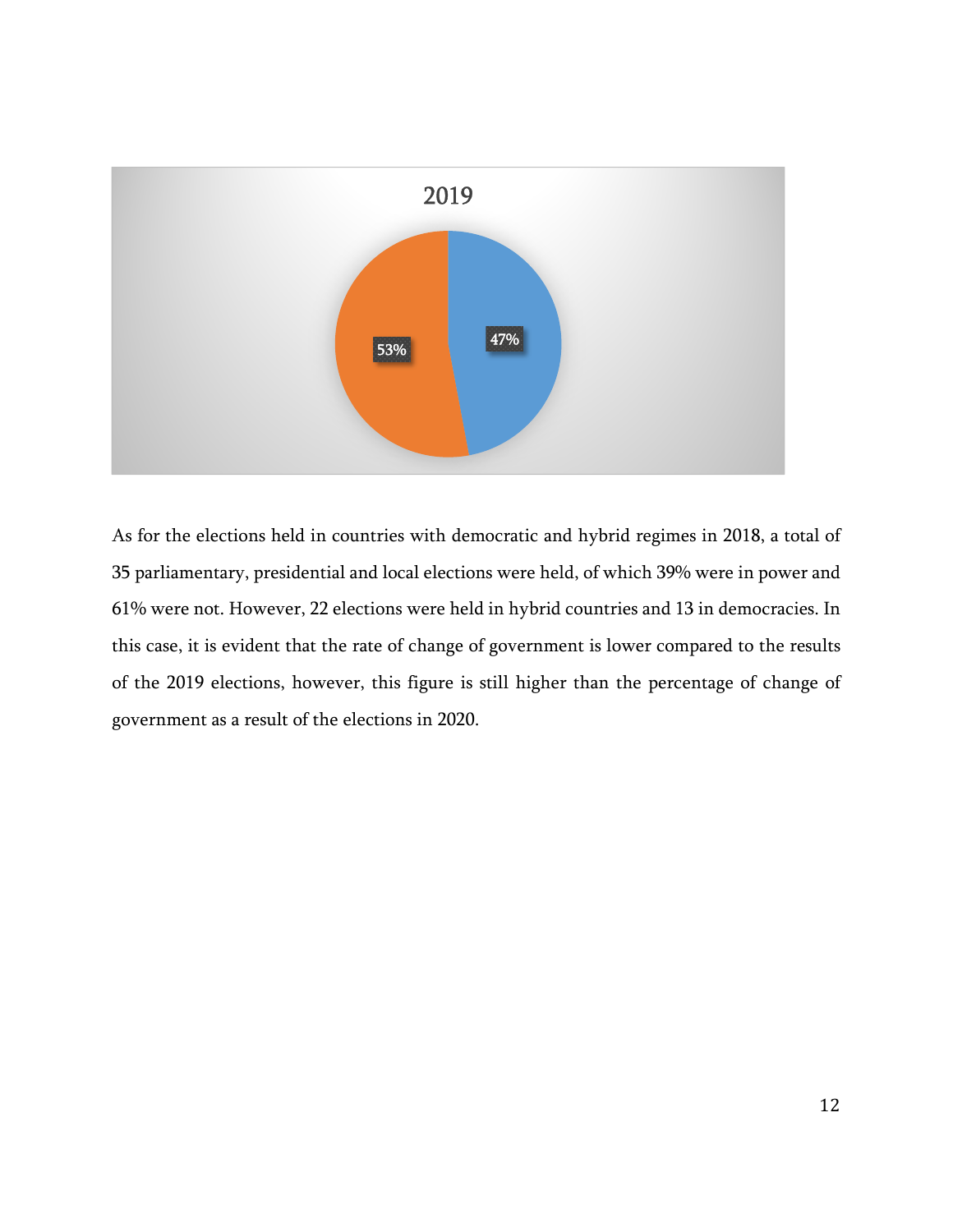As for the elections held in countries with democratic and hybrid regimes in 2018, a total of 35 parliamentary, presidential and local elections were held, of which 39% were in power and 61% were not. However, 22 elections were held in hybrid countries and 13 in democracies. In this case, it is evident that the rate of change of government is lower compared to the results of the 2019 elections, however, this figure is still higher than the percentage of change of government as a result of the elections in 2020.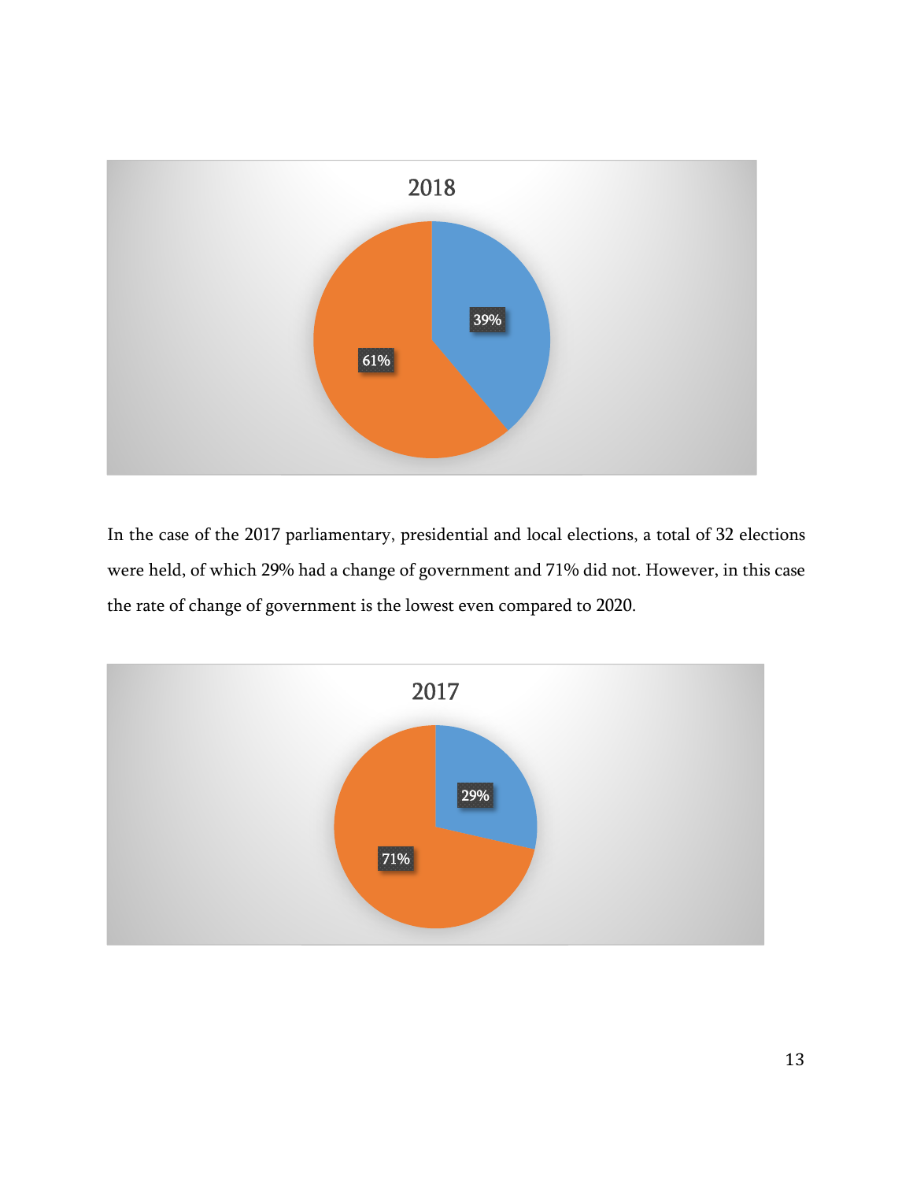2018

39%

61%

In the case of the 2017 parliamentary, presidential and local elections, a total of 32 elections were held, of which 29% had a change of government and 71% did not. However, in this case the rate of change of government is the lowest even compared to 2020.

2017

29%

71%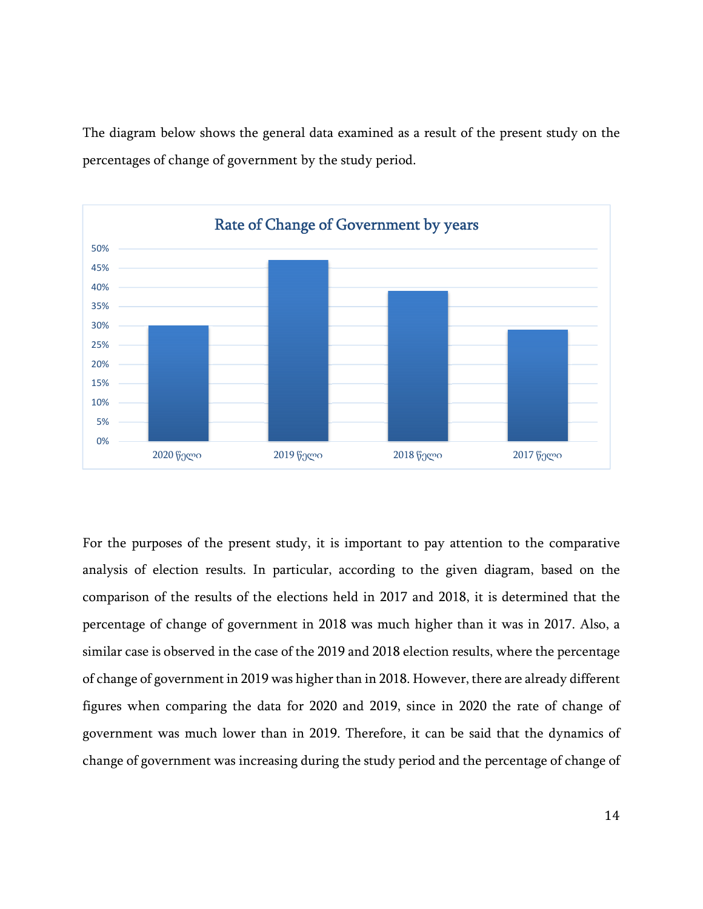The diagram below shows the general data examined as a result of the present study on the percentages of change of government by the study period.

**Rate of Change of Government by years**

For the purposes of the present study, it is important to pay attention to the comparative analysis of election results. In particular, according to the given diagram, based on the comparison of the results of the elections held in 2017 and 2018, it is determined that the percentage of change of government in 2018 was much higher than it was in 2017. Also, a similar case is observed in the case of the 2019 and 2018 election results, where the percentage of change of government in 2019 was higher than in 2018. However, there are already different figures when comparing the data for 2020 and 2019, since in 2020 the rate of change of government was much lower than in 2019. Therefore, it can be said that the dynamics of change of government was increasing during the study period and the percentage of change of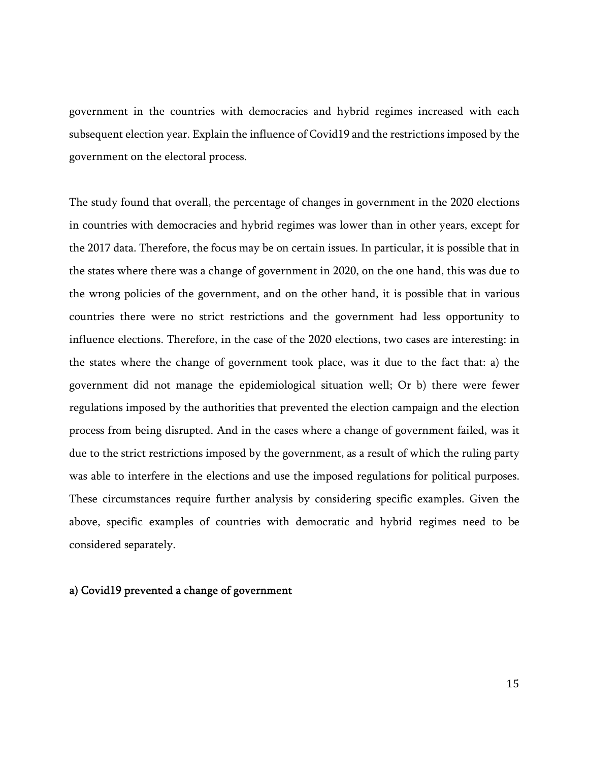government in the countries with democracies and hybrid regimes increased with each subsequent election year. Explain the influence of Covid19 and the restrictions imposed by the government on the electoral process.

The study found that overall, the percentage of changes in government in the 2020 elections in countries with democracies and hybrid regimes was lower than in other years, except for the 2017 data. Therefore, the focus may be on certain issues. In particular, it is possible that in the states where there was a change of government in 2020, on the one hand, this was due to the wrong policies of the government, and on the other hand, it is possible that in various countries there were no strict restrictions and the government had less opportunity to influence elections. Therefore, in the case of the 2020 elections, two cases are interesting: in the states where the change of government took place, was it due to the fact that: a) the government did not manage the epidemiological situation well; Or b) there were fewer regulations imposed by the authorities that prevented the election campaign and the election process from being disrupted. And in the cases where a change of government failed, was it due to the strict restrictions imposed by the government, as a result of which the ruling party was able to interfere in the elections and use the imposed regulations for political purposes. These circumstances require further analysis by considering specific examples. Given the above, specific examples of countries with democratic and hybrid regimes need to be considered separately.

<u>a) Covid19 prevented a change of government</u>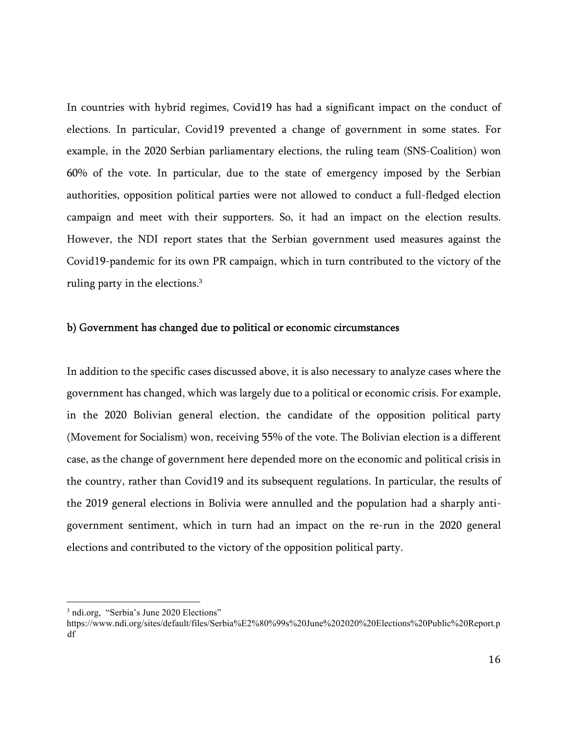In countries with hybrid regimes, Covid19 has had a significant impact on the conduct of elections. In particular, Covid19 prevented a change of government in some states. For example, in the 2020 Serbian parliamentary elections, the ruling team (SNS-Coalition) won 60% of the vote. In particular, due to the state of emergency imposed by the Serbian authorities, opposition political parties were not allowed to conduct a full-fledged election campaign and meet with their supporters. So, it had an impact on the election results. However, the NDI report states that the Serbian government used measures against the Covid19-pandemic for its own PR campaign, which in turn contributed to the victory of the ruling party in the elections.[3]

### b) Government has changed due to political or economic circumstances

In addition to the specific cases discussed above, it is also necessary to analyze cases where the government has changed, which was largely due to a political or economic crisis. For example, in the 2020 Bolivian general election, the candidate of the opposition political party (Movement for Socialism) won, receiving 55% of the vote. The Bolivian election is a different case, as the change of government here depended more on the economic and political crisis in the country, rather than Covid19 and its subsequent regulations. In particular, the results of the 2019 general elections in Bolivia were annulled and the population had a sharply anti-government sentiment, which in turn had an impact on the re-run in the 2020 general elections and contributed to the victory of the opposition political party.

---

[3] ndi.org, "Serbia's June 2020 Elections" https://www.ndi.org/sites/default/files/Serbia%E2%80%99s%20June%202020%20Elections%20Public%20Report.pdf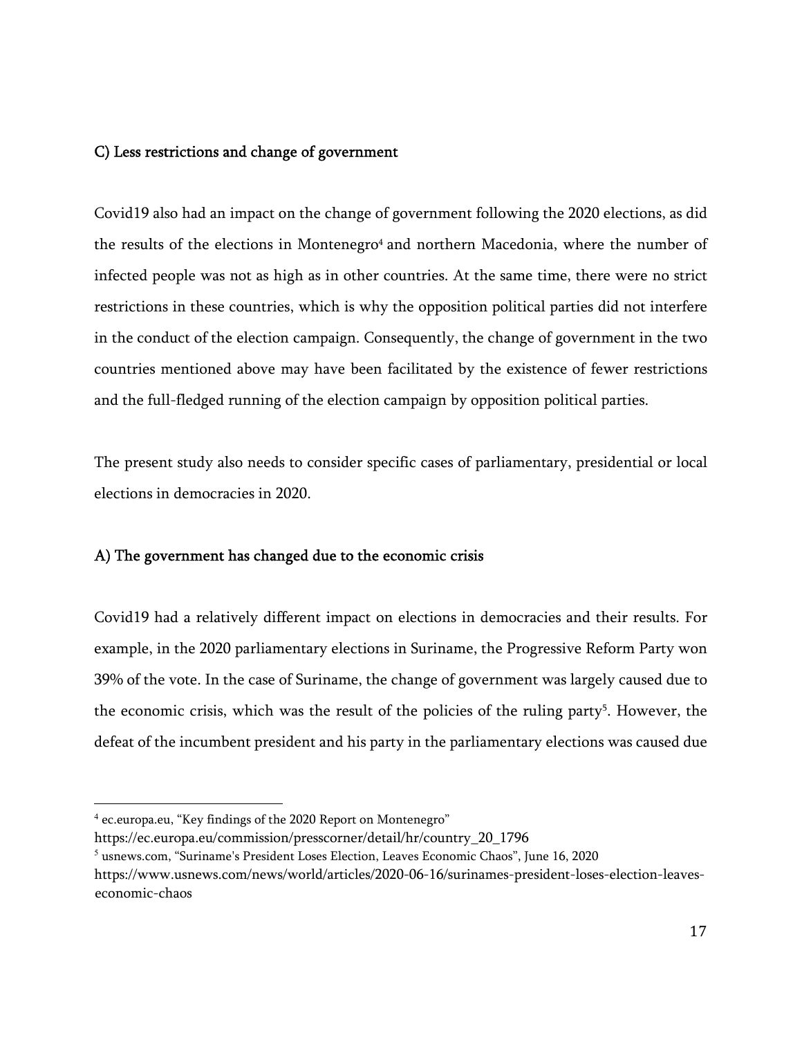### C) Less restrictions and change of government

Covid19 also had an impact on the change of government following the 2020 elections, as did the results of the elections in Montenegro[4] and northern Macedonia, where the number of infected people was not as high as in other countries. At the same time, there were no strict restrictions in these countries, which is why the opposition political parties did not interfere in the conduct of the election campaign. Consequently, the change of government in the two countries mentioned above may have been facilitated by the existence of fewer restrictions and the full-fledged running of the election campaign by opposition political parties.

The present study also needs to consider specific cases of parliamentary, presidential or local elections in democracies in 2020.

### A) The government has changed due to the economic crisis

Covid19 had a relatively different impact on elections in democracies and their results. For example, in the 2020 parliamentary elections in Suriname, the Progressive Reform Party won 39% of the vote. In the case of Suriname, the change of government was largely caused due to the economic crisis, which was the result of the policies of the ruling party[5]. However, the defeat of the incumbent president and his party in the parliamentary elections was caused due

---

[4] ec.europa.eu, "Key findings of the 2020 Report on Montenegro" https://ec.europa.eu/commission/presscorner/detail/hr/country_20_1796

[5] usnews.com, "Suriname's President Loses Election, Leaves Economic Chaos", June 16, 2020 https://www.usnews.com/news/world/articles/2020-06-16/surinames-president-loses-election-leaves-economic-chaos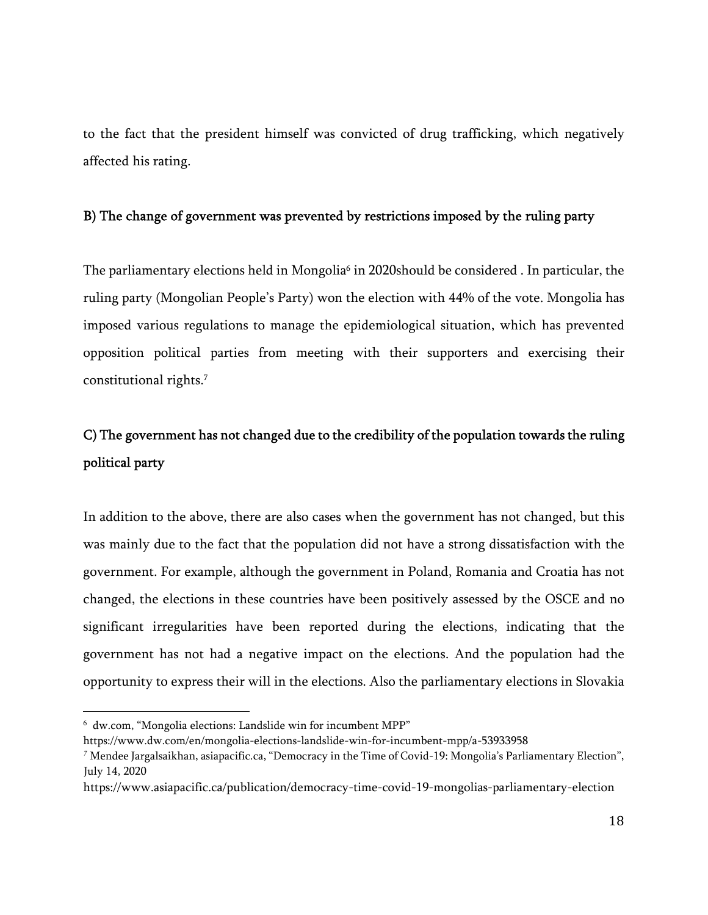to the fact that the president himself was convicted of drug trafficking, which negatively affected his rating.

### B) The change of government was prevented by restrictions imposed by the ruling party

The parliamentary elections held in Mongolia[6] in 2020should be considered . In particular, the ruling party (Mongolian People's Party) won the election with 44% of the vote. Mongolia has imposed various regulations to manage the epidemiological situation, which has prevented opposition political parties from meeting with their supporters and exercising their constitutional rights.[7]

### C) The government has not changed due to the credibility of the population towards the ruling political party

In addition to the above, there are also cases when the government has not changed, but this was mainly due to the fact that the population did not have a strong dissatisfaction with the government. For example, although the government in Poland, Romania and Croatia has not changed, the elections in these countries have been positively assessed by the OSCE and no significant irregularities have been reported during the elections, indicating that the government has not had a negative impact on the elections. And the population had the opportunity to express their will in the elections. Also the parliamentary elections in Slovakia

---

[6] dw.com, "Mongolia elections: Landslide win for incumbent MPP" https://www.dw.com/en/mongolia-elections-landslide-win-for-incumbent-mpp/a-53933958

[7] Mendee Jargalsaikhan, asiapacific.ca, "Democracy in the Time of Covid-19: Mongolia's Parliamentary Election", July 14, 2020 https://www.asiapacific.ca/publication/democracy-time-covid-19-mongolias-parliamentary-election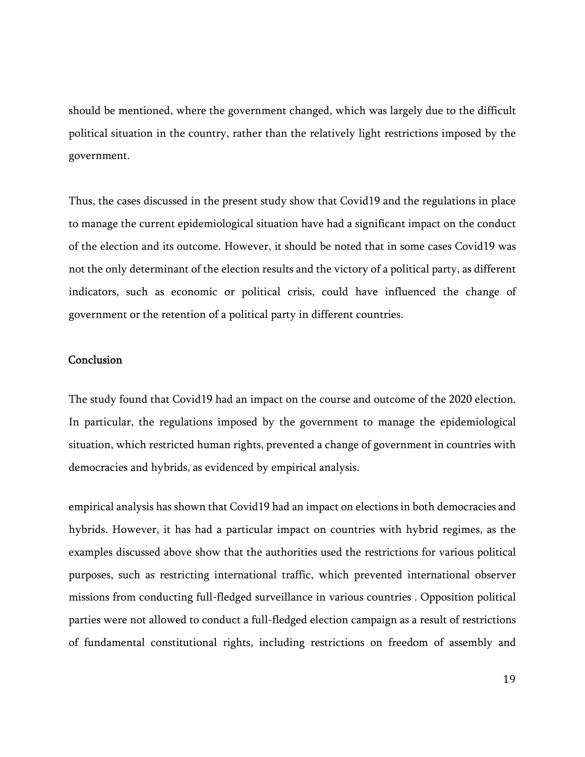should be mentioned, where the government changed, which was largely due to the difficult political situation in the country, rather than the relatively light restrictions imposed by the government.

Thus, the cases discussed in the present study show that Covid19 and the regulations in place to manage the current epidemiological situation have had a significant impact on the conduct of the election and its outcome. However, it should be noted that in some cases Covid19 was not the only determinant of the election results and the victory of a political party, as different indicators, such as economic or political crisis, could have influenced the change of government or the retention of a political party in different countries.

## Conclusion

The study found that Covid19 had an impact on the course and outcome of the 2020 election. In particular, the regulations imposed by the government to manage the epidemiological situation, which restricted human rights, prevented a change of government in countries with democracies and hybrids, as evidenced by empirical analysis.

empirical analysis has shown that Covid19 had an impact on elections in both democracies and hybrids. However, it has had a particular impact on countries with hybrid regimes, as the examples discussed above show that the authorities used the restrictions for various political purposes, such as restricting international traffic, which prevented international observer missions from conducting full-fledged surveillance in various countries . Opposition political parties were not allowed to conduct a full-fledged election campaign as a result of restrictions of fundamental constitutional rights, including restrictions on freedom of assembly and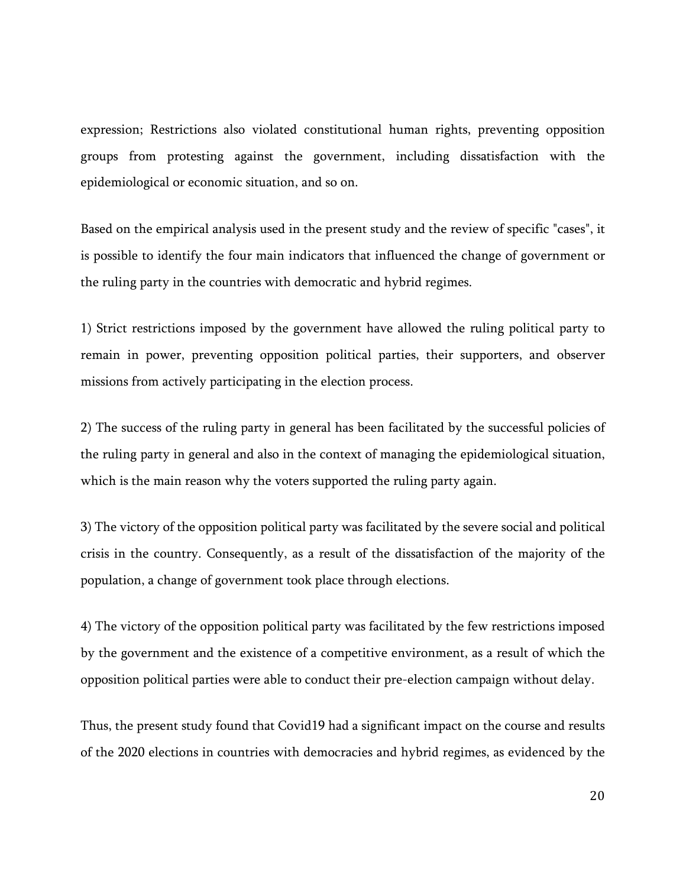expression; Restrictions also violated constitutional human rights, preventing opposition groups from protesting against the government, including dissatisfaction with the epidemiological or economic situation, and so on.

Based on the empirical analysis used in the present study and the review of specific "cases", it is possible to identify the four main indicators that influenced the change of government or the ruling party in the countries with democratic and hybrid regimes.

1) Strict restrictions imposed by the government have allowed the ruling political party to remain in power, preventing opposition political parties, their supporters, and observer missions from actively participating in the election process.

2) The success of the ruling party in general has been facilitated by the successful policies of the ruling party in general and also in the context of managing the epidemiological situation, which is the main reason why the voters supported the ruling party again.

3) The victory of the opposition political party was facilitated by the severe social and political crisis in the country. Consequently, as a result of the dissatisfaction of the majority of the population, a change of government took place through elections.

4) The victory of the opposition political party was facilitated by the few restrictions imposed by the government and the existence of a competitive environment, as a result of which the opposition political parties were able to conduct their pre-election campaign without delay.

Thus, the present study found that Covid19 had a significant impact on the course and results of the 2020 elections in countries with democracies and hybrid regimes, as evidenced by the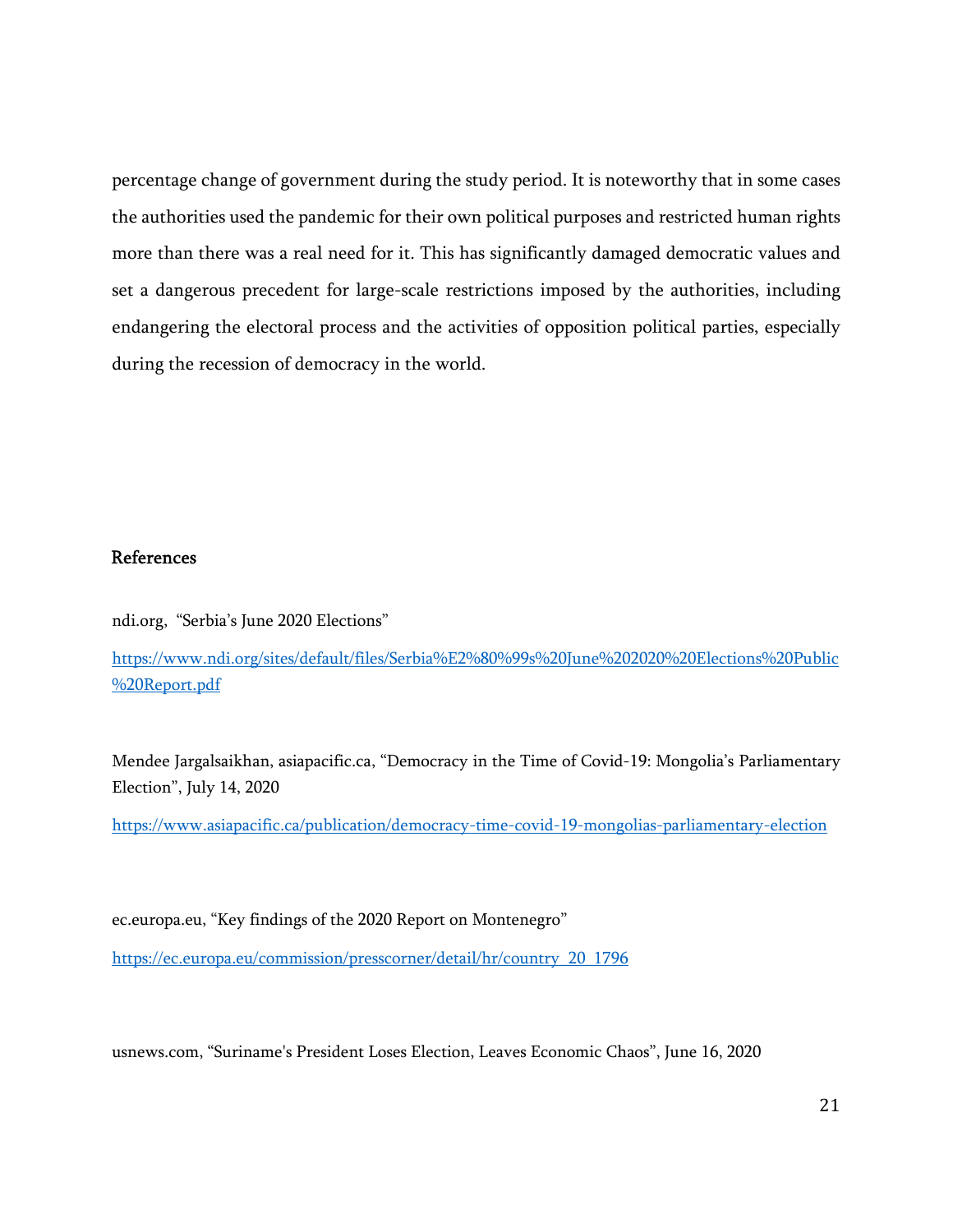percentage change of government during the study period. It is noteworthy that in some cases the authorities used the pandemic for their own political purposes and restricted human rights more than there was a real need for it. This has significantly damaged democratic values and set a dangerous precedent for large-scale restrictions imposed by the authorities, including endangering the electoral process and the activities of opposition political parties, especially during the recession of democracy in the world.

## References

ndi.org, "Serbia's June 2020 Elections"

https://www.ndi.org/sites/default/files/Serbia%E2%80%99s%20June%202020%20Elections%20Public%20Report.pdf

Mendee Jargalsaikhan, asiapacific.ca, "Democracy in the Time of Covid-19: Mongolia's Parliamentary Election", July 14, 2020

https://www.asiapacific.ca/publication/democracy-time-covid-19-mongolias-parliamentary-election

ec.europa.eu, "Key findings of the 2020 Report on Montenegro"

https://ec.europa.eu/commission/presscorner/detail/hr/country_20_1796

usnews.com, "Suriname's President Loses Election, Leaves Economic Chaos", June 16, 2020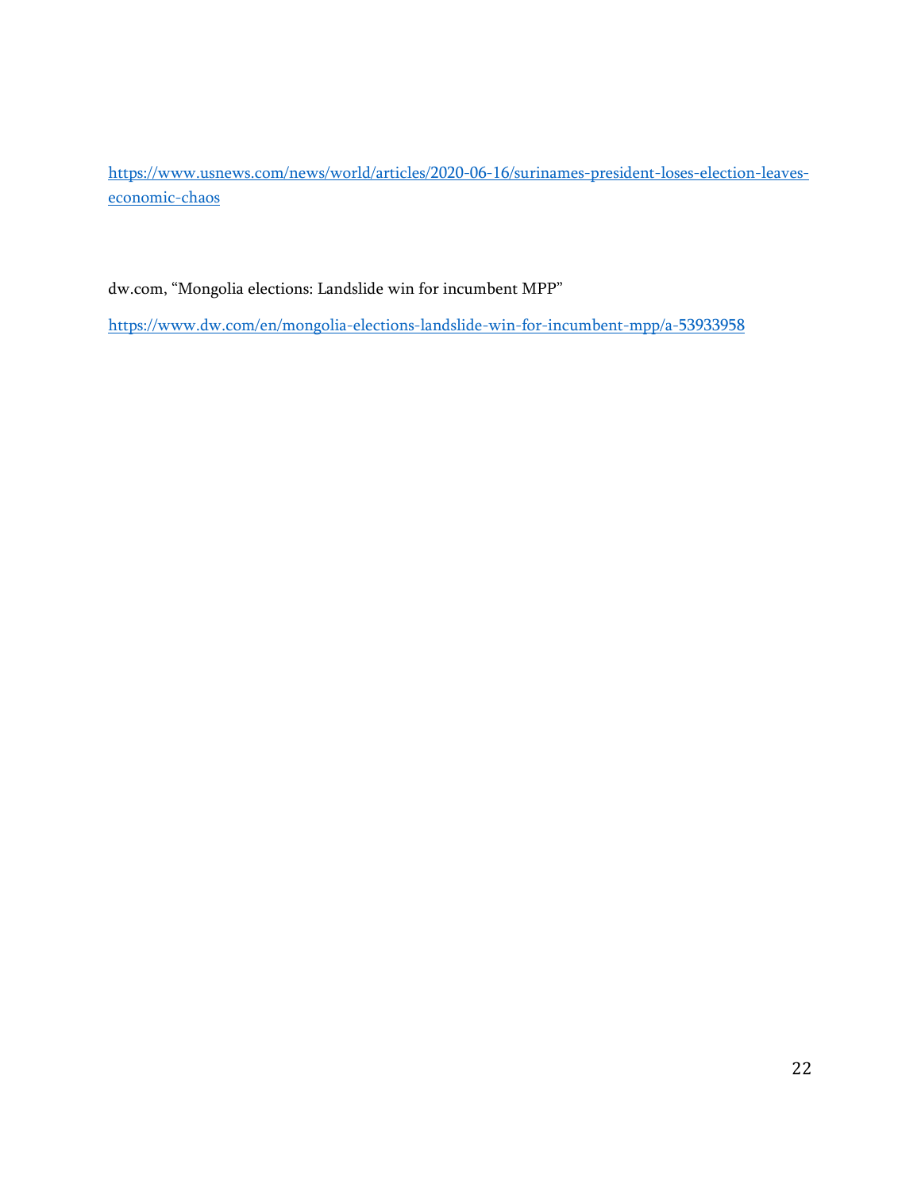https://www.usnews.com/news/world/articles/2020-06-16/surinames-president-loses-election-leaves-economic-chaos

dw.com, "Mongolia elections: Landslide win for incumbent MPP"

https://www.dw.com/en/mongolia-elections-landslide-win-for-incumbent-mpp/a-53933958